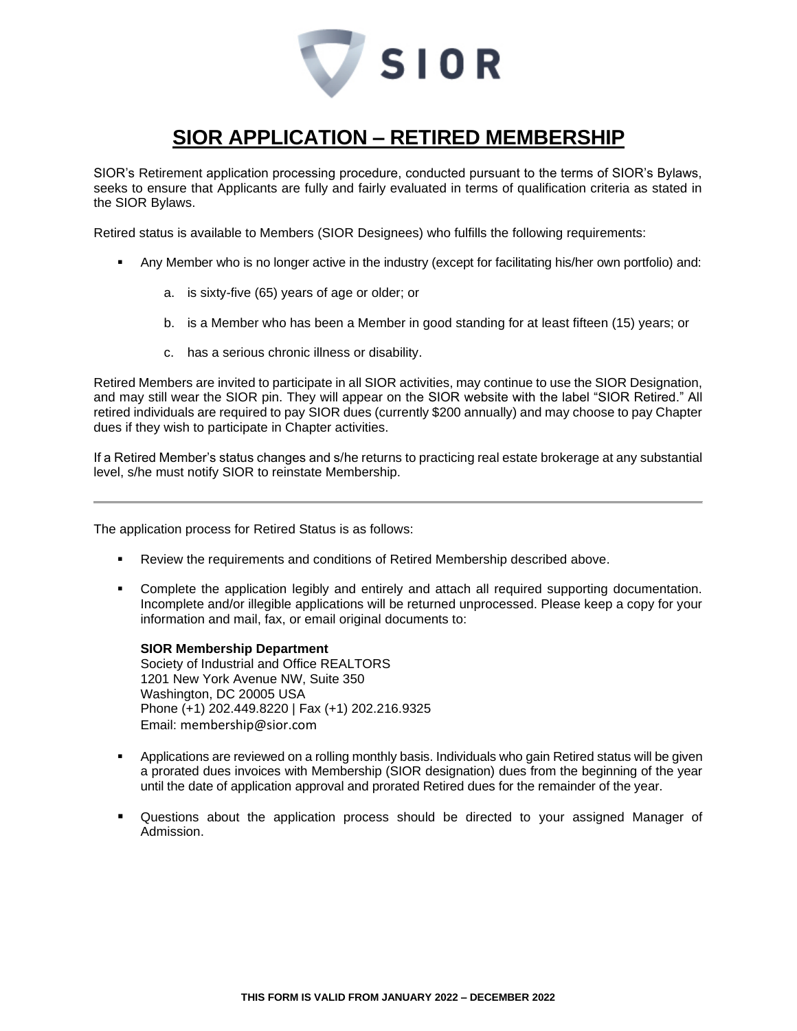# SIOR APPLICATION – RETIRED MEMBERSHIP

SIOR's Retirement application processing procedure, conducted pursuant to the terms of SIOR's Bylaws, seeks to ensure that Applicants are fully and fairly evaluated in terms of qualification criteria as stated in the SIOR Bylaws.

Retired status is available to Members (SIOR Designees) who fulfills the following requirements:

- Any Member who is no longer active in the industry (except for facilitating his/her own portfolio) and:
    a. is sixty-five (65) years of age or older; or
    b. is a Member who has been a Member in good standing for at least fifteen (15) years; or
    c. has a serious chronic illness or disability.

Retired Members are invited to participate in all SIOR activities, may continue to use the SIOR Designation, and may still wear the SIOR pin. They will appear on the SIOR website with the label "SIOR Retired." All retired individuals are required to pay SIOR dues (currently $200 annually) and may choose to pay Chapter dues if they wish to participate in Chapter activities.

If a Retired Member's status changes and s/he returns to practicing real estate brokerage at any substantial level, s/he must notify SIOR to reinstate Membership.

---

The application process for Retired Status is as follows:

- Review the requirements and conditions of Retired Membership described above.
- Complete the application legibly and entirely and attach all required supporting documentation. Incomplete and/or illegible applications will be returned unprocessed. Please keep a copy for your information and mail, fax, or email original documents to:

  **SIOR Membership Department**
  Society of Industrial and Office REALTORS
  1201 New York Avenue NW, Suite 350
  Washington, DC 20005 USA
  Phone (+1) 202.449.8220 | Fax (+1) 202.216.9325
  Email: membership@sior.com

- Applications are reviewed on a rolling monthly basis. Individuals who gain Retired status will be given a prorated dues invoices with Membership (SIOR designation) dues from the beginning of the year until the date of application approval and prorated Retired dues for the remainder of the year.
- Questions about the application process should be directed to your assigned Manager of Admission.

**THIS FORM IS VALID FROM JANUARY 2022 – DECEMBER 2022**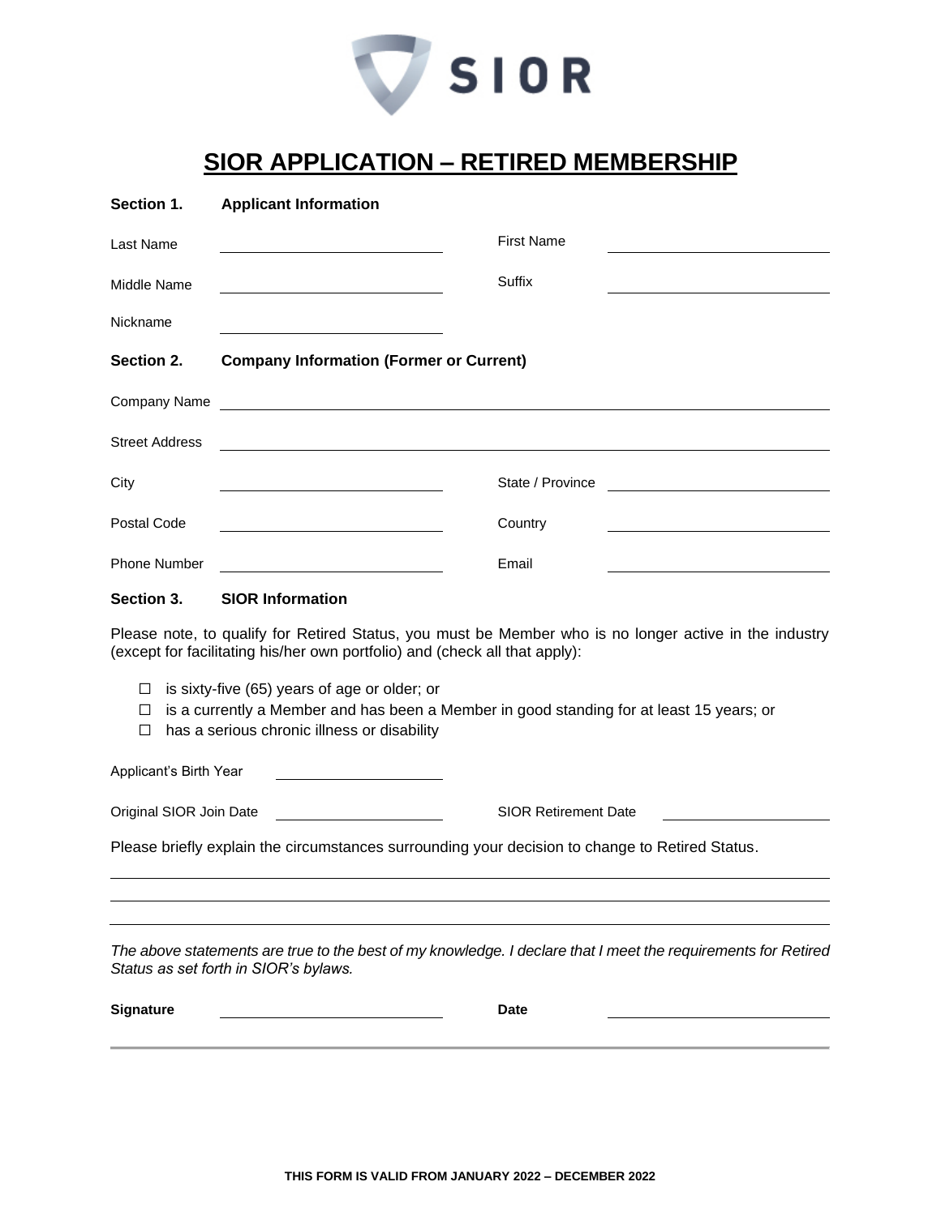# SIOR APPLICATION – RETIRED MEMBERSHIP

**Section 1. Applicant Information**

Last Name ______________________ First Name ______________________

Middle Name ______________________ Suffix ______________________

Nickname ______________________

**Section 2. Company Information (Former or Current)**

Company Name ______________________________________________

Street Address ______________________________________________

City ______________________ State / Province ______________________

Postal Code ______________________ Country ______________________

Phone Number ______________________ Email ______________________

**Section 3. SIOR Information**

Please note, to qualify for Retired Status, you must be Member who is no longer active in the industry (except for facilitating his/her own portfolio) and (check all that apply):

- ☐ is sixty-five (65) years of age or older; or
- ☐ is a currently a Member and has been a Member in good standing for at least 15 years; or
- ☐ has a serious chronic illness or disability

Applicant's Birth Year ______________________

Original SIOR Join Date ______________________ SIOR Retirement Date ______________________

Please briefly explain the circumstances surrounding your decision to change to Retired Status.

______________________________________________

______________________________________________

______________________________________________

*The above statements are true to the best of my knowledge. I declare that I meet the requirements for Retired Status as set forth in SIOR's bylaws.*

**Signature** ______________________ **Date** ______________________

**THIS FORM IS VALID FROM JANUARY 2022 – DECEMBER 2022**